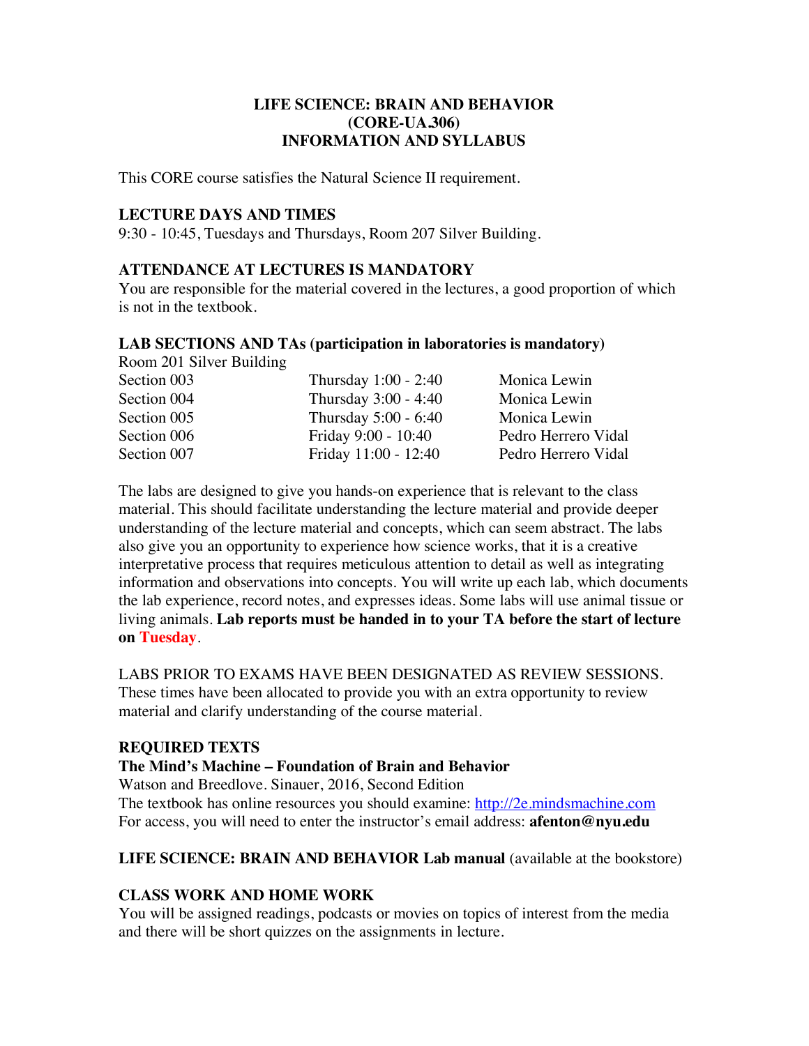# LIFE SCIENCE: BRAIN AND BEHAVIOR (CORE-UA.306) INFORMATION AND SYLLABUS

This CORE course satisfies the Natural Science II requirement.

## LECTURE DAYS AND TIMES

9:30 - 10:45, Tuesdays and Thursdays, Room 207 Silver Building.

## ATTENDANCE AT LECTURES IS MANDATORY

You are responsible for the material covered in the lectures, a good proportion of which is not in the textbook.

## LAB SECTIONS AND TAs (participation in laboratories is mandatory)

Room 201 Silver Building

| | | |
|---|---|---|
| Section 003 | Thursday 1:00 - 2:40 | Monica Lewin |
| Section 004 | Thursday 3:00 - 4:40 | Monica Lewin |
| Section 005 | Thursday 5:00 - 6:40 | Monica Lewin |
| Section 006 | Friday 9:00 - 10:40 | Pedro Herrero Vidal |
| Section 007 | Friday 11:00 - 12:40 | Pedro Herrero Vidal |

The labs are designed to give you hands-on experience that is relevant to the class material. This should facilitate understanding the lecture material and provide deeper understanding of the lecture material and concepts, which can seem abstract. The labs also give you an opportunity to experience how science works, that it is a creative interpretative process that requires meticulous attention to detail as well as integrating information and observations into concepts. You will write up each lab, which documents the lab experience, record notes, and expresses ideas. Some labs will use animal tissue or living animals. **Lab reports must be handed in to your TA before the start of lecture on Tuesday**.

LABS PRIOR TO EXAMS HAVE BEEN DESIGNATED AS REVIEW SESSIONS. These times have been allocated to provide you with an extra opportunity to review material and clarify understanding of the course material.

## REQUIRED TEXTS

**The Mind's Machine – Foundation of Brain and Behavior**
Watson and Breedlove. Sinauer, 2016, Second Edition
The textbook has online resources you should examine: http://2e.mindsmachine.com
For access, you will need to enter the instructor's email address: **afenton@nyu.edu**

**LIFE SCIENCE: BRAIN AND BEHAVIOR Lab manual** (available at the bookstore)

## CLASS WORK AND HOME WORK

You will be assigned readings, podcasts or movies on topics of interest from the media and there will be short quizzes on the assignments in lecture.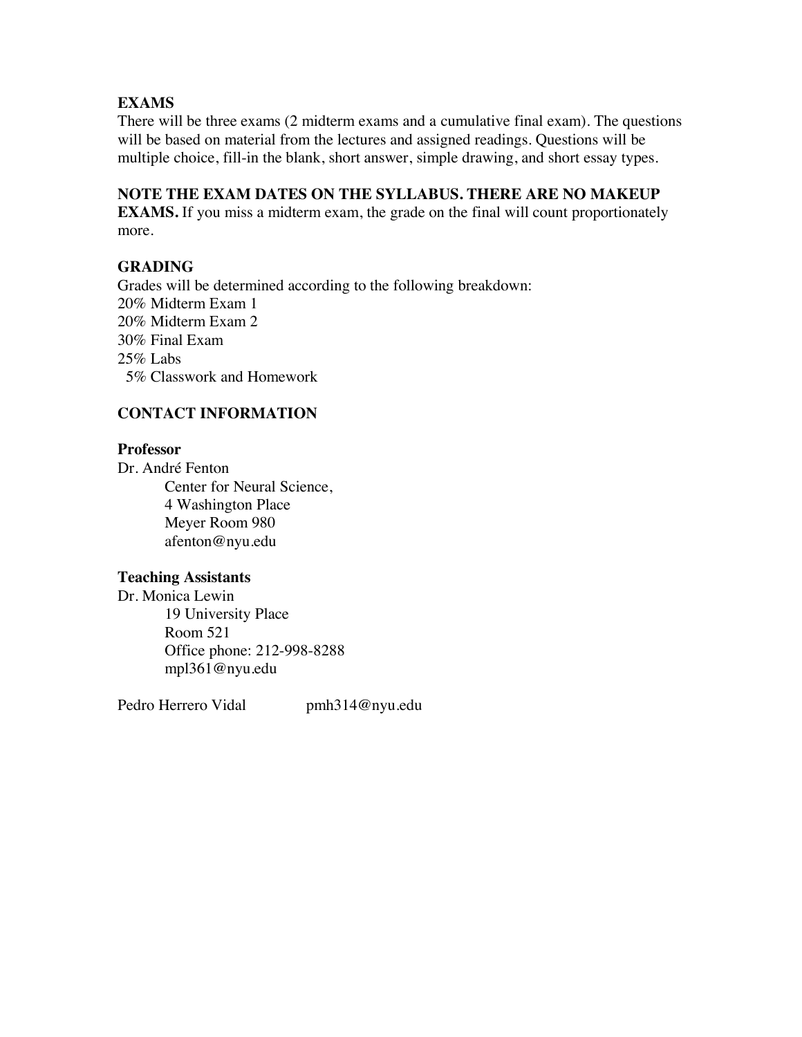## EXAMS

There will be three exams (2 midterm exams and a cumulative final exam). The questions will be based on material from the lectures and assigned readings. Questions will be multiple choice, fill-in the blank, short answer, simple drawing, and short essay types.

**NOTE THE EXAM DATES ON THE SYLLABUS. THERE ARE NO MAKEUP EXAMS.** If you miss a midterm exam, the grade on the final will count proportionately more.

## GRADING

Grades will be determined according to the following breakdown:

20% Midterm Exam 1
20% Midterm Exam 2
30% Final Exam
25% Labs
5% Classwork and Homework

## CONTACT INFORMATION

### Professor

Dr. André Fenton
Center for Neural Science,
4 Washington Place
Meyer Room 980
afenton@nyu.edu

### Teaching Assistants

Dr. Monica Lewin
19 University Place
Room 521
Office phone: 212-998-8288
mpl361@nyu.edu

Pedro Herrero Vidal pmh314@nyu.edu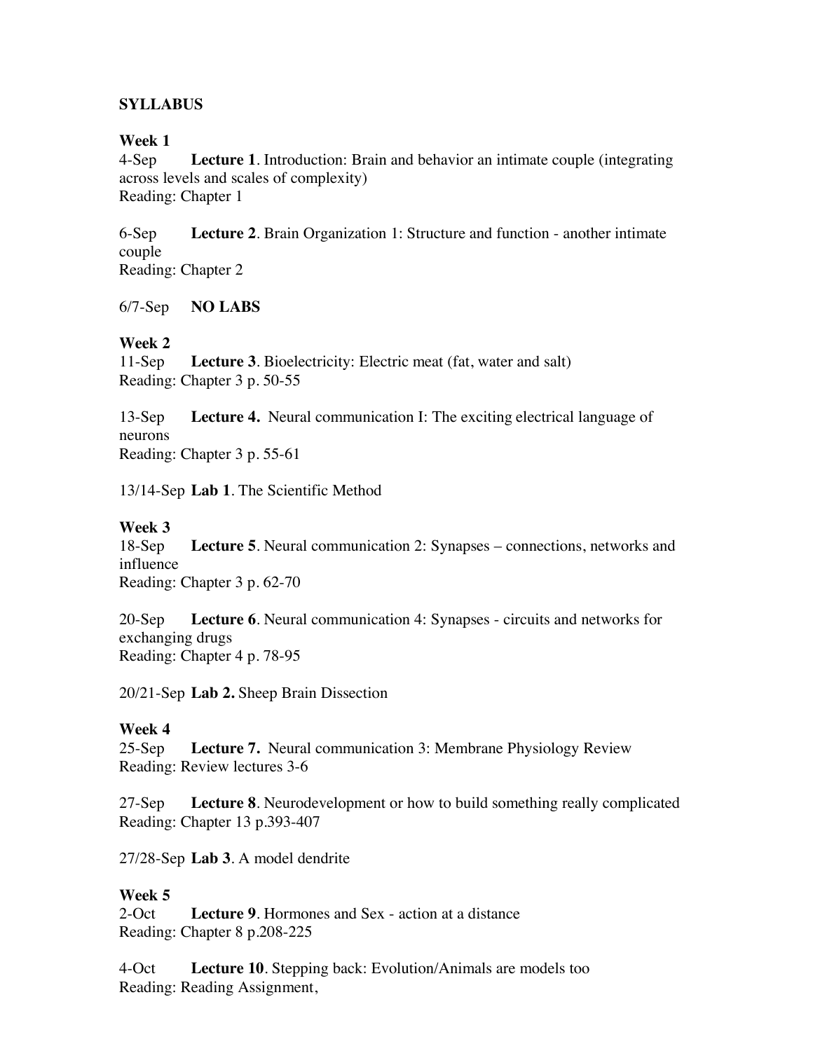## SYLLABUS

### Week 1

4-Sep **Lecture 1**. Introduction: Brain and behavior an intimate couple (integrating across levels and scales of complexity)
Reading: Chapter 1

6-Sep **Lecture 2**. Brain Organization 1: Structure and function - another intimate couple
Reading: Chapter 2

6/7-Sep **NO LABS**

### Week 2

11-Sep **Lecture 3**. Bioelectricity: Electric meat (fat, water and salt)
Reading: Chapter 3 p. 50-55

13-Sep **Lecture 4.** Neural communication I: The exciting electrical language of neurons
Reading: Chapter 3 p. 55-61

13/14-Sep **Lab 1**. The Scientific Method

### Week 3

18-Sep **Lecture 5**. Neural communication 2: Synapses – connections, networks and influence
Reading: Chapter 3 p. 62-70

20-Sep **Lecture 6**. Neural communication 4: Synapses - circuits and networks for exchanging drugs
Reading: Chapter 4 p. 78-95

20/21-Sep **Lab 2.** Sheep Brain Dissection

### Week 4

25-Sep **Lecture 7.** Neural communication 3: Membrane Physiology Review
Reading: Review lectures 3-6

27-Sep **Lecture 8**. Neurodevelopment or how to build something really complicated
Reading: Chapter 13 p.393-407

27/28-Sep **Lab 3**. A model dendrite

### Week 5

2-Oct **Lecture 9**. Hormones and Sex - action at a distance
Reading: Chapter 8 p.208-225

4-Oct **Lecture 10**. Stepping back: Evolution/Animals are models too
Reading: Reading Assignment,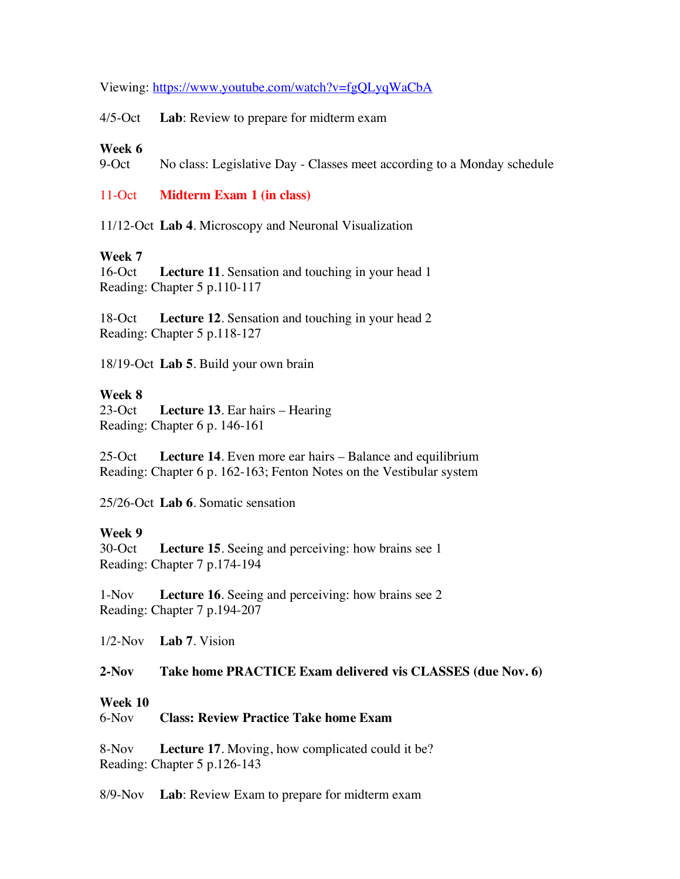Viewing: https://www.youtube.com/watch?v=fgQLyqWaCbA

4/5-Oct **Lab**: Review to prepare for midterm exam

**Week 6**
9-Oct No class: Legislative Day - Classes meet according to a Monday schedule

11-Oct **Midterm Exam 1 (in class)**

11/12-Oct **Lab 4**. Microscopy and Neuronal Visualization

**Week 7**
16-Oct **Lecture 11**. Sensation and touching in your head 1
Reading: Chapter 5 p.110-117

18-Oct **Lecture 12**. Sensation and touching in your head 2
Reading: Chapter 5 p.118-127

18/19-Oct **Lab 5**. Build your own brain

**Week 8**
23-Oct **Lecture 13**. Ear hairs – Hearing
Reading: Chapter 6 p. 146-161

25-Oct **Lecture 14**. Even more ear hairs – Balance and equilibrium
Reading: Chapter 6 p. 162-163; Fenton Notes on the Vestibular system

25/26-Oct **Lab 6**. Somatic sensation

**Week 9**
30-Oct **Lecture 15**. Seeing and perceiving: how brains see 1
Reading: Chapter 7 p.174-194

1-Nov **Lecture 16**. Seeing and perceiving: how brains see 2
Reading: Chapter 7 p.194-207

1/2-Nov **Lab 7**. Vision

**2-Nov Take home PRACTICE Exam delivered vis CLASSES (due Nov. 6)**

**Week 10**
6-Nov **Class: Review Practice Take home Exam**

8-Nov **Lecture 17**. Moving, how complicated could it be?
Reading: Chapter 5 p.126-143

8/9-Nov **Lab**: Review Exam to prepare for midterm exam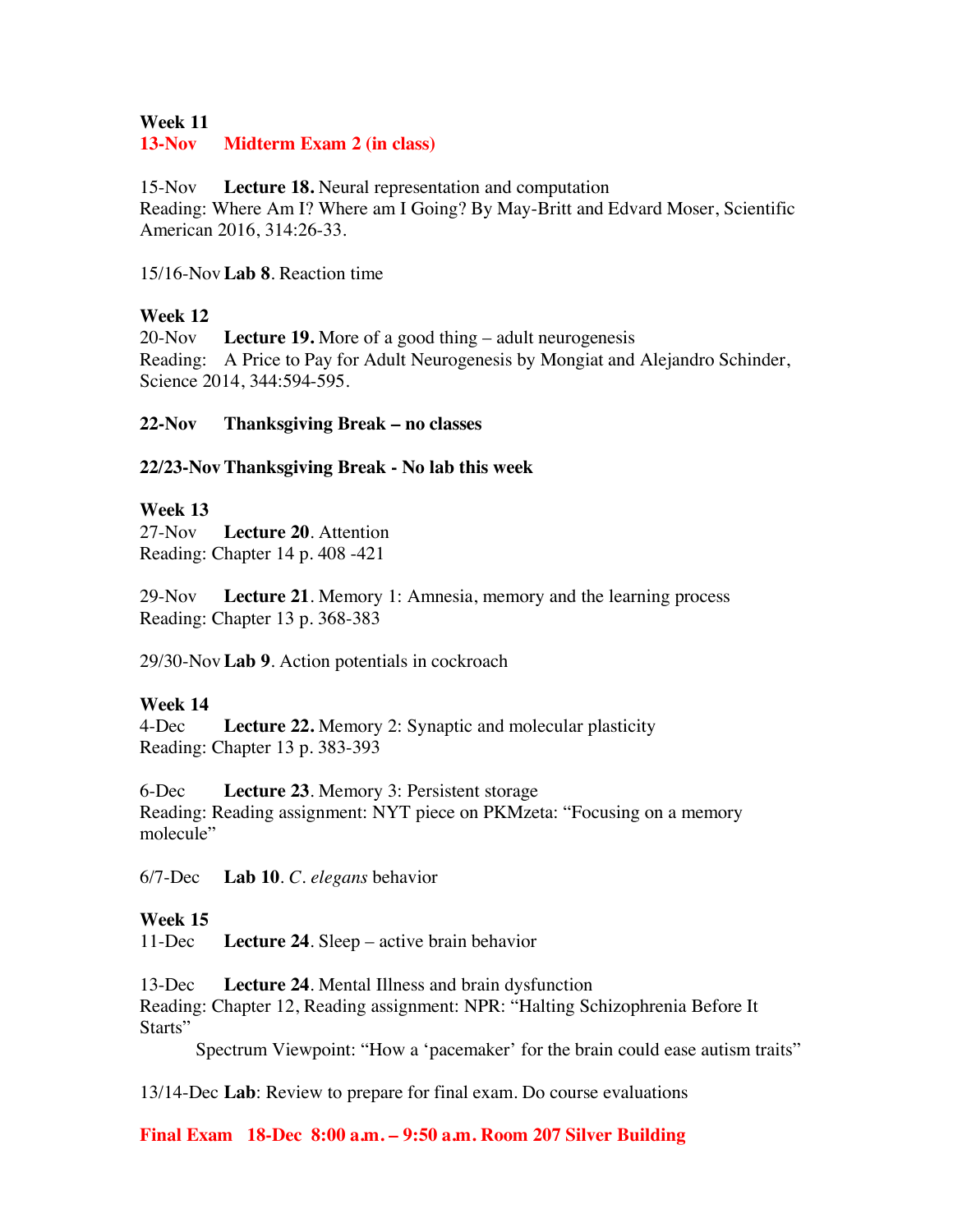**Week 11**

**13-Nov Midterm Exam 2 (in class)**

15-Nov **Lecture 18.** Neural representation and computation
Reading: Where Am I? Where am I Going? By May-Britt and Edvard Moser, Scientific American 2016, 314:26-33.

15/16-Nov **Lab 8**. Reaction time

**Week 12**

20-Nov **Lecture 19.** More of a good thing – adult neurogenesis
Reading: A Price to Pay for Adult Neurogenesis by Mongiat and Alejandro Schinder, Science 2014, 344:594-595.

**22-Nov Thanksgiving Break – no classes**

**22/23-Nov Thanksgiving Break - No lab this week**

**Week 13**

27-Nov **Lecture 20**. Attention
Reading: Chapter 14 p. 408 -421

29-Nov **Lecture 21**. Memory 1: Amnesia, memory and the learning process
Reading: Chapter 13 p. 368-383

29/30-Nov **Lab 9**. Action potentials in cockroach

**Week 14**

4-Dec **Lecture 22.** Memory 2: Synaptic and molecular plasticity
Reading: Chapter 13 p. 383-393

6-Dec **Lecture 23**. Memory 3: Persistent storage
Reading: Reading assignment: NYT piece on PKMzeta: "Focusing on a memory molecule"

6/7-Dec **Lab 10**. *C. elegans* behavior

**Week 15**

11-Dec **Lecture 24**. Sleep – active brain behavior

13-Dec **Lecture 24**. Mental Illness and brain dysfunction
Reading: Chapter 12, Reading assignment: NPR: "Halting Schizophrenia Before It Starts"
Spectrum Viewpoint: "How a 'pacemaker' for the brain could ease autism traits"

13/14-Dec **Lab**: Review to prepare for final exam. Do course evaluations

**Final Exam 18-Dec 8:00 a.m. – 9:50 a.m. Room 207 Silver Building**